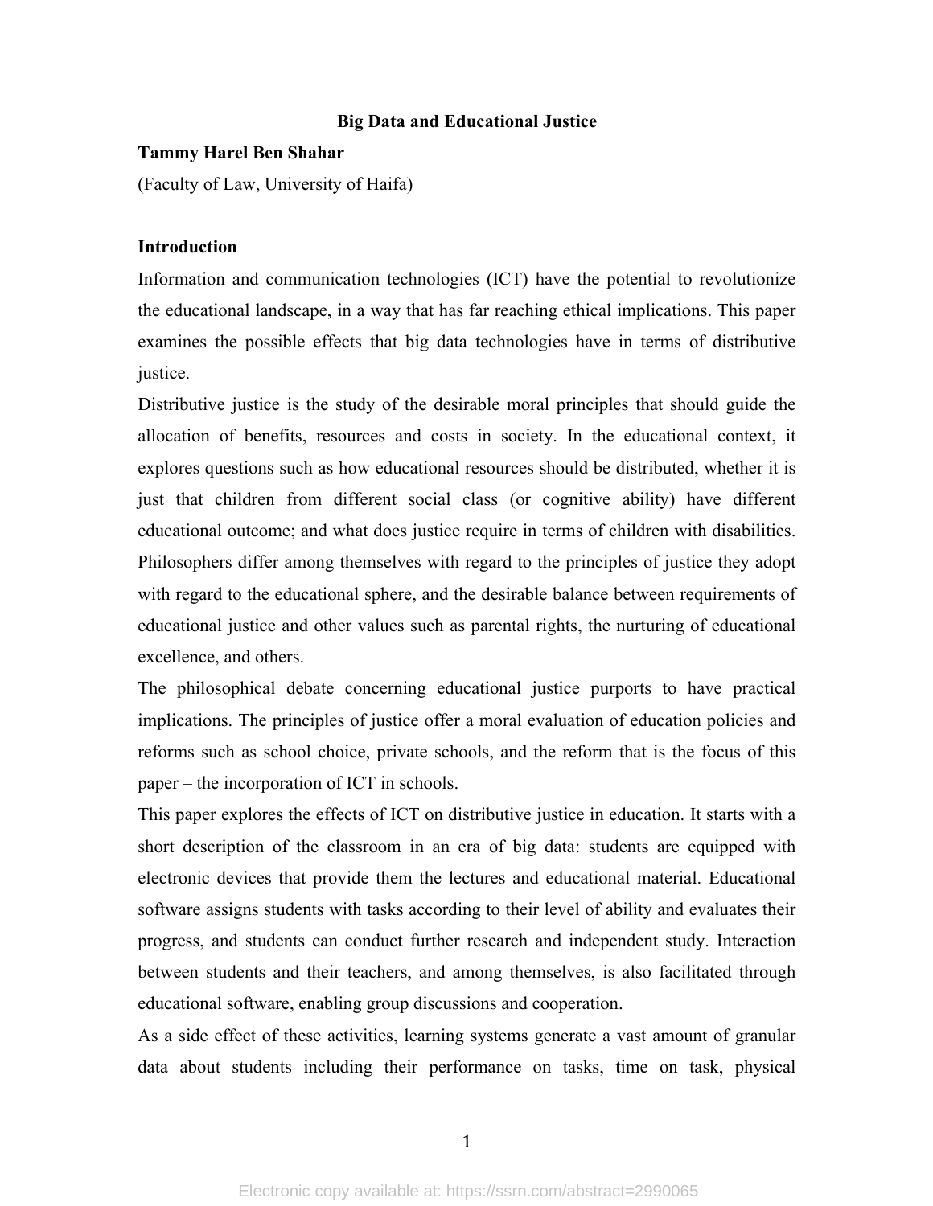# Big Data and Educational Justice

**Tammy Harel Ben Shahar**

(Faculty of Law, University of Haifa)

## Introduction

Information and communication technologies (ICT) have the potential to revolutionize the educational landscape, in a way that has far reaching ethical implications. This paper examines the possible effects that big data technologies have in terms of distributive justice.

Distributive justice is the study of the desirable moral principles that should guide the allocation of benefits, resources and costs in society. In the educational context, it explores questions such as how educational resources should be distributed, whether it is just that children from different social class (or cognitive ability) have different educational outcome; and what does justice require in terms of children with disabilities. Philosophers differ among themselves with regard to the principles of justice they adopt with regard to the educational sphere, and the desirable balance between requirements of educational justice and other values such as parental rights, the nurturing of educational excellence, and others.

The philosophical debate concerning educational justice purports to have practical implications. The principles of justice offer a moral evaluation of education policies and reforms such as school choice, private schools, and the reform that is the focus of this paper – the incorporation of ICT in schools.

This paper explores the effects of ICT on distributive justice in education. It starts with a short description of the classroom in an era of big data: students are equipped with electronic devices that provide them the lectures and educational material. Educational software assigns students with tasks according to their level of ability and evaluates their progress, and students can conduct further research and independent study. Interaction between students and their teachers, and among themselves, is also facilitated through educational software, enabling group discussions and cooperation.

As a side effect of these activities, learning systems generate a vast amount of granular data about students including their performance on tasks, time on task, physical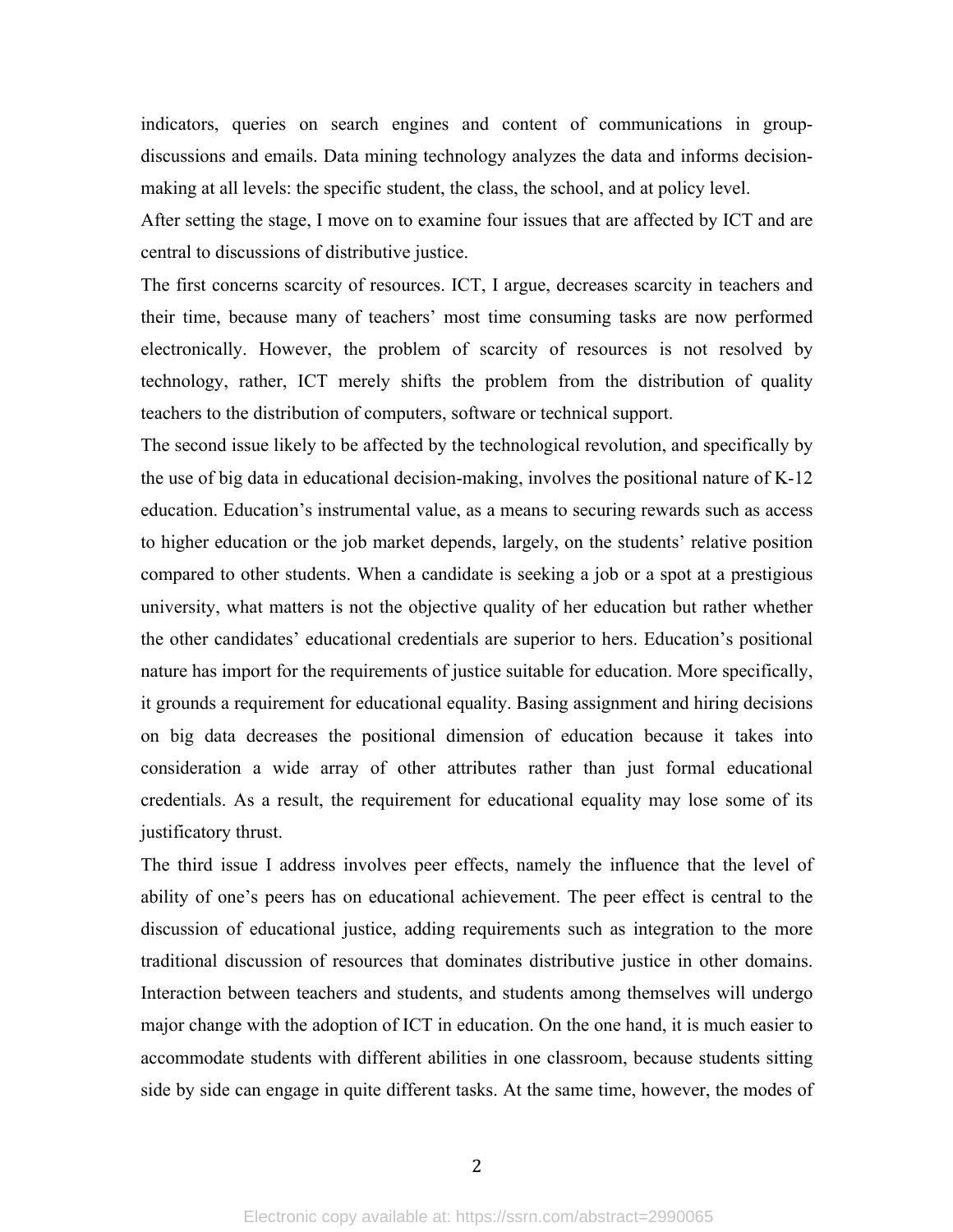indicators, queries on search engines and content of communications in group-discussions and emails. Data mining technology analyzes the data and informs decision-making at all levels: the specific student, the class, the school, and at policy level.

After setting the stage, I move on to examine four issues that are affected by ICT and are central to discussions of distributive justice.

The first concerns scarcity of resources. ICT, I argue, decreases scarcity in teachers and their time, because many of teachers' most time consuming tasks are now performed electronically. However, the problem of scarcity of resources is not resolved by technology, rather, ICT merely shifts the problem from the distribution of quality teachers to the distribution of computers, software or technical support.

The second issue likely to be affected by the technological revolution, and specifically by the use of big data in educational decision-making, involves the positional nature of K-12 education. Education's instrumental value, as a means to securing rewards such as access to higher education or the job market depends, largely, on the students' relative position compared to other students. When a candidate is seeking a job or a spot at a prestigious university, what matters is not the objective quality of her education but rather whether the other candidates' educational credentials are superior to hers. Education's positional nature has import for the requirements of justice suitable for education. More specifically, it grounds a requirement for educational equality. Basing assignment and hiring decisions on big data decreases the positional dimension of education because it takes into consideration a wide array of other attributes rather than just formal educational credentials. As a result, the requirement for educational equality may lose some of its justificatory thrust.

The third issue I address involves peer effects, namely the influence that the level of ability of one's peers has on educational achievement. The peer effect is central to the discussion of educational justice, adding requirements such as integration to the more traditional discussion of resources that dominates distributive justice in other domains. Interaction between teachers and students, and students among themselves will undergo major change with the adoption of ICT in education. On the one hand, it is much easier to accommodate students with different abilities in one classroom, because students sitting side by side can engage in quite different tasks. At the same time, however, the modes of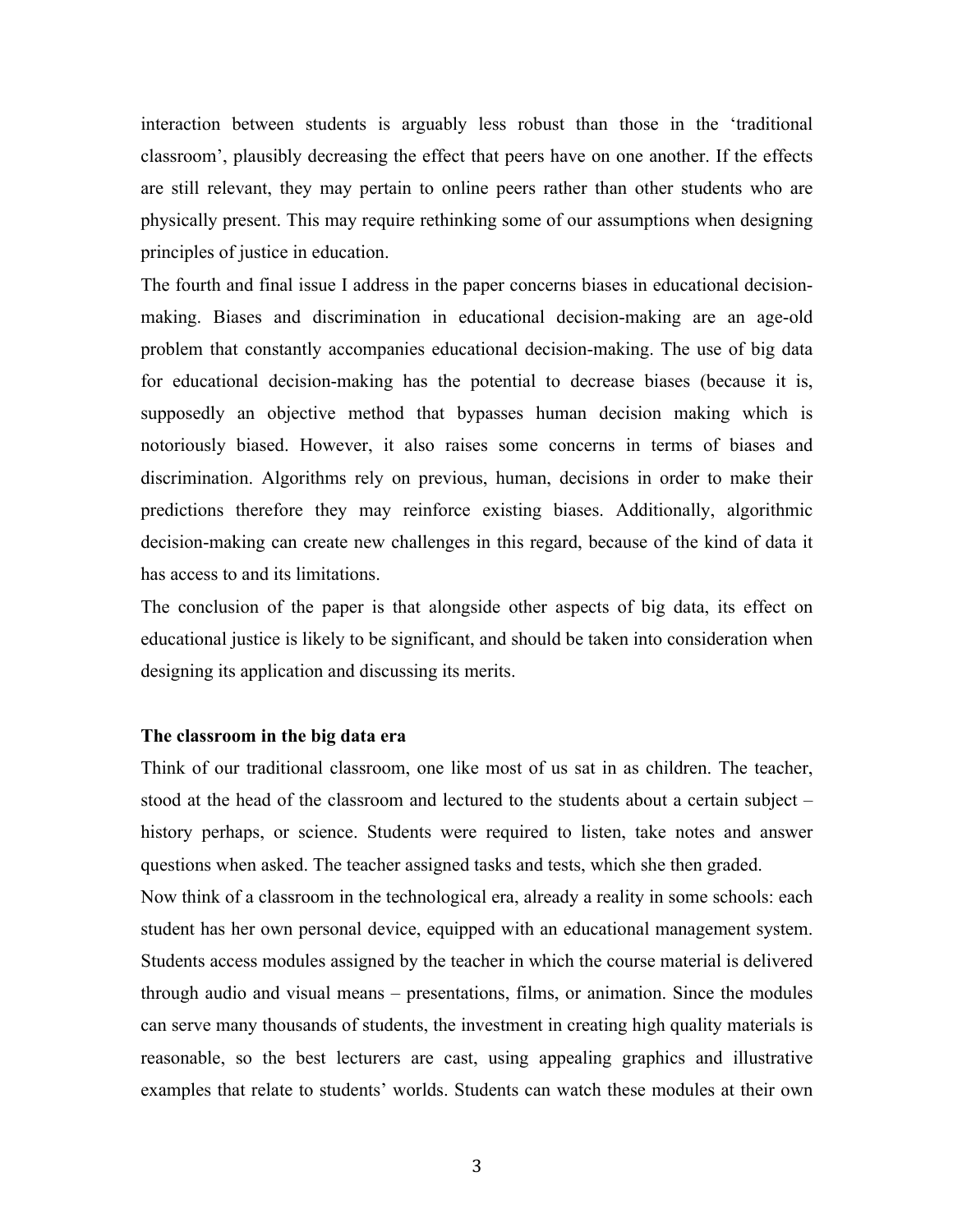interaction between students is arguably less robust than those in the 'traditional classroom', plausibly decreasing the effect that peers have on one another. If the effects are still relevant, they may pertain to online peers rather than other students who are physically present. This may require rethinking some of our assumptions when designing principles of justice in education.

The fourth and final issue I address in the paper concerns biases in educational decision-making. Biases and discrimination in educational decision-making are an age-old problem that constantly accompanies educational decision-making. The use of big data for educational decision-making has the potential to decrease biases (because it is, supposedly an objective method that bypasses human decision making which is notoriously biased. However, it also raises some concerns in terms of biases and discrimination. Algorithms rely on previous, human, decisions in order to make their predictions therefore they may reinforce existing biases. Additionally, algorithmic decision-making can create new challenges in this regard, because of the kind of data it has access to and its limitations.

The conclusion of the paper is that alongside other aspects of big data, its effect on educational justice is likely to be significant, and should be taken into consideration when designing its application and discussing its merits.

**The classroom in the big data era**

Think of our traditional classroom, one like most of us sat in as children. The teacher, stood at the head of the classroom and lectured to the students about a certain subject – history perhaps, or science. Students were required to listen, take notes and answer questions when asked. The teacher assigned tasks and tests, which she then graded.

Now think of a classroom in the technological era, already a reality in some schools: each student has her own personal device, equipped with an educational management system. Students access modules assigned by the teacher in which the course material is delivered through audio and visual means – presentations, films, or animation. Since the modules can serve many thousands of students, the investment in creating high quality materials is reasonable, so the best lecturers are cast, using appealing graphics and illustrative examples that relate to students' worlds. Students can watch these modules at their own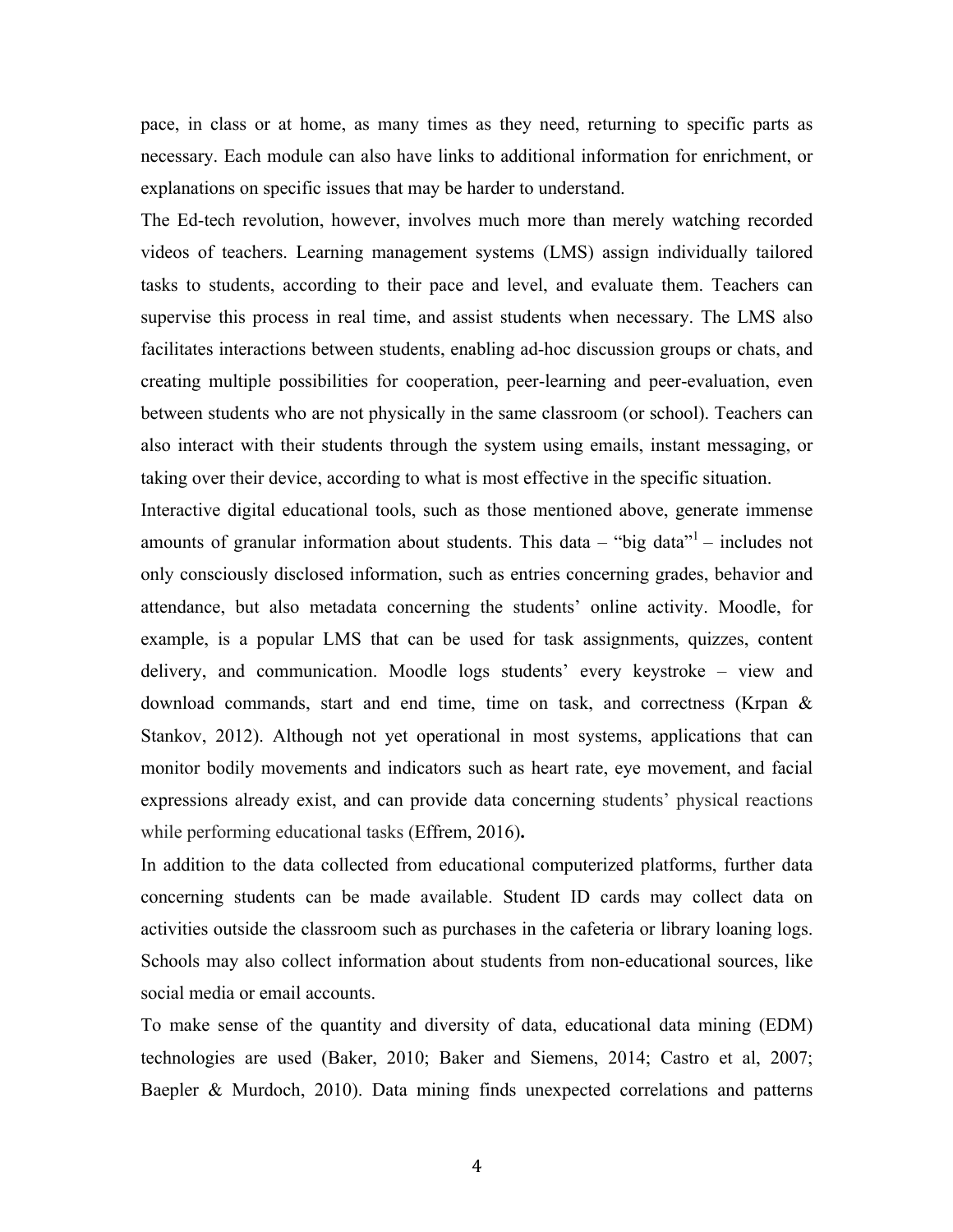pace, in class or at home, as many times as they need, returning to specific parts as necessary. Each module can also have links to additional information for enrichment, or explanations on specific issues that may be harder to understand.

The Ed-tech revolution, however, involves much more than merely watching recorded videos of teachers. Learning management systems (LMS) assign individually tailored tasks to students, according to their pace and level, and evaluate them. Teachers can supervise this process in real time, and assist students when necessary. The LMS also facilitates interactions between students, enabling ad-hoc discussion groups or chats, and creating multiple possibilities for cooperation, peer-learning and peer-evaluation, even between students who are not physically in the same classroom (or school). Teachers can also interact with their students through the system using emails, instant messaging, or taking over their device, according to what is most effective in the specific situation.

Interactive digital educational tools, such as those mentioned above, generate immense amounts of granular information about students. This data – "big data"[1] – includes not only consciously disclosed information, such as entries concerning grades, behavior and attendance, but also metadata concerning the students' online activity. Moodle, for example, is a popular LMS that can be used for task assignments, quizzes, content delivery, and communication. Moodle logs students' every keystroke – view and download commands, start and end time, time on task, and correctness (Krpan & Stankov, 2012). Although not yet operational in most systems, applications that can monitor bodily movements and indicators such as heart rate, eye movement, and facial expressions already exist, and can provide data concerning students' physical reactions while performing educational tasks (Effrem, 2016)**.**

In addition to the data collected from educational computerized platforms, further data concerning students can be made available. Student ID cards may collect data on activities outside the classroom such as purchases in the cafeteria or library loaning logs. Schools may also collect information about students from non-educational sources, like social media or email accounts.

To make sense of the quantity and diversity of data, educational data mining (EDM) technologies are used (Baker, 2010; Baker and Siemens, 2014; Castro et al, 2007; Baepler & Murdoch, 2010). Data mining finds unexpected correlations and patterns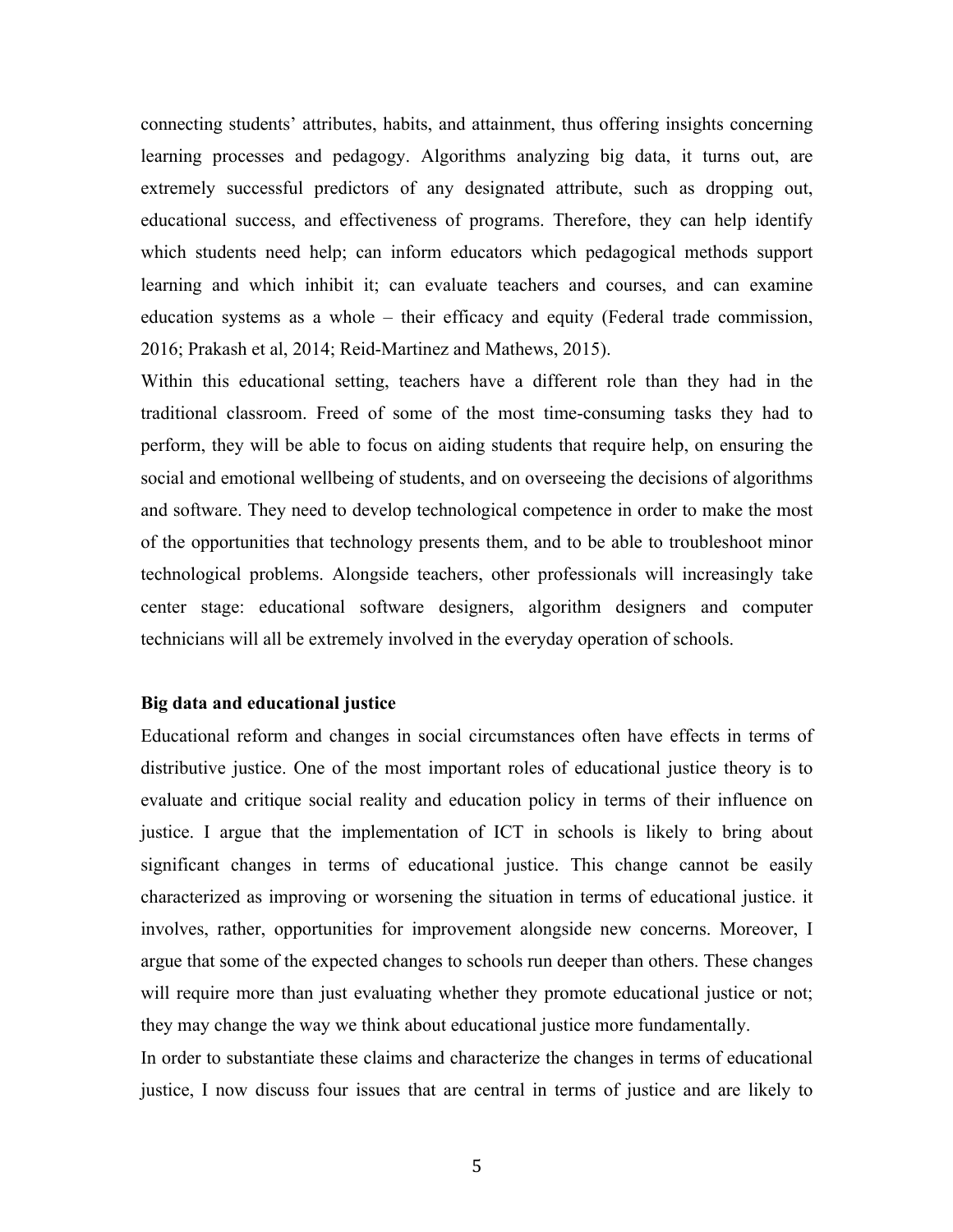connecting students' attributes, habits, and attainment, thus offering insights concerning learning processes and pedagogy. Algorithms analyzing big data, it turns out, are extremely successful predictors of any designated attribute, such as dropping out, educational success, and effectiveness of programs. Therefore, they can help identify which students need help; can inform educators which pedagogical methods support learning and which inhibit it; can evaluate teachers and courses, and can examine education systems as a whole – their efficacy and equity (Federal trade commission, 2016; Prakash et al, 2014; Reid-Martinez and Mathews, 2015).

Within this educational setting, teachers have a different role than they had in the traditional classroom. Freed of some of the most time-consuming tasks they had to perform, they will be able to focus on aiding students that require help, on ensuring the social and emotional wellbeing of students, and on overseeing the decisions of algorithms and software. They need to develop technological competence in order to make the most of the opportunities that technology presents them, and to be able to troubleshoot minor technological problems. Alongside teachers, other professionals will increasingly take center stage: educational software designers, algorithm designers and computer technicians will all be extremely involved in the everyday operation of schools.

**Big data and educational justice**

Educational reform and changes in social circumstances often have effects in terms of distributive justice. One of the most important roles of educational justice theory is to evaluate and critique social reality and education policy in terms of their influence on justice. I argue that the implementation of ICT in schools is likely to bring about significant changes in terms of educational justice. This change cannot be easily characterized as improving or worsening the situation in terms of educational justice. it involves, rather, opportunities for improvement alongside new concerns. Moreover, I argue that some of the expected changes to schools run deeper than others. These changes will require more than just evaluating whether they promote educational justice or not; they may change the way we think about educational justice more fundamentally.

In order to substantiate these claims and characterize the changes in terms of educational justice, I now discuss four issues that are central in terms of justice and are likely to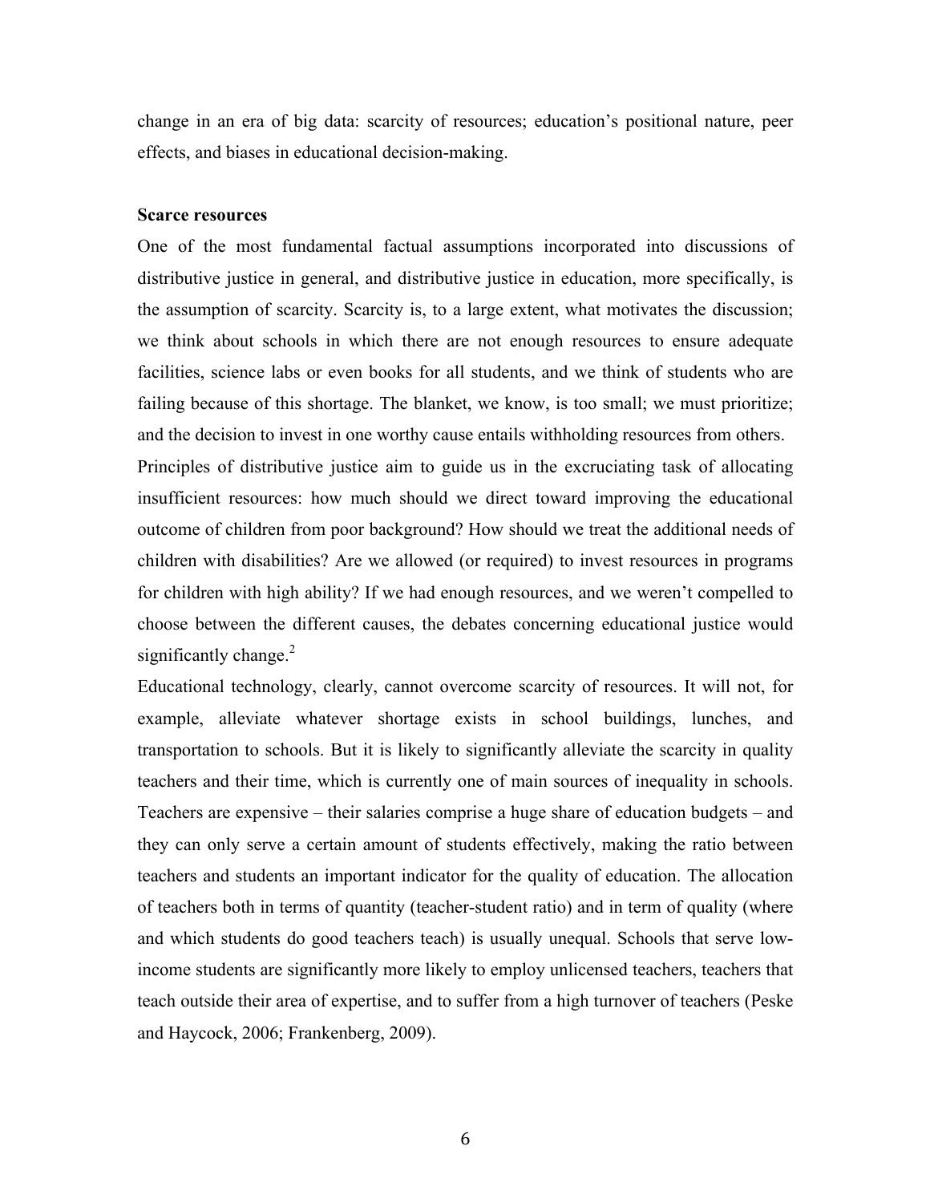change in an era of big data: scarcity of resources; education's positional nature, peer effects, and biases in educational decision-making.

**Scarce resources**

One of the most fundamental factual assumptions incorporated into discussions of distributive justice in general, and distributive justice in education, more specifically, is the assumption of scarcity. Scarcity is, to a large extent, what motivates the discussion; we think about schools in which there are not enough resources to ensure adequate facilities, science labs or even books for all students, and we think of students who are failing because of this shortage. The blanket, we know, is too small; we must prioritize; and the decision to invest in one worthy cause entails withholding resources from others. Principles of distributive justice aim to guide us in the excruciating task of allocating insufficient resources: how much should we direct toward improving the educational outcome of children from poor background? How should we treat the additional needs of children with disabilities? Are we allowed (or required) to invest resources in programs for children with high ability? If we had enough resources, and we weren't compelled to choose between the different causes, the debates concerning educational justice would significantly change.[2]

Educational technology, clearly, cannot overcome scarcity of resources. It will not, for example, alleviate whatever shortage exists in school buildings, lunches, and transportation to schools. But it is likely to significantly alleviate the scarcity in quality teachers and their time, which is currently one of main sources of inequality in schools. Teachers are expensive – their salaries comprise a huge share of education budgets – and they can only serve a certain amount of students effectively, making the ratio between teachers and students an important indicator for the quality of education. The allocation of teachers both in terms of quantity (teacher-student ratio) and in term of quality (where and which students do good teachers teach) is usually unequal. Schools that serve low-income students are significantly more likely to employ unlicensed teachers, teachers that teach outside their area of expertise, and to suffer from a high turnover of teachers (Peske and Haycock, 2006; Frankenberg, 2009).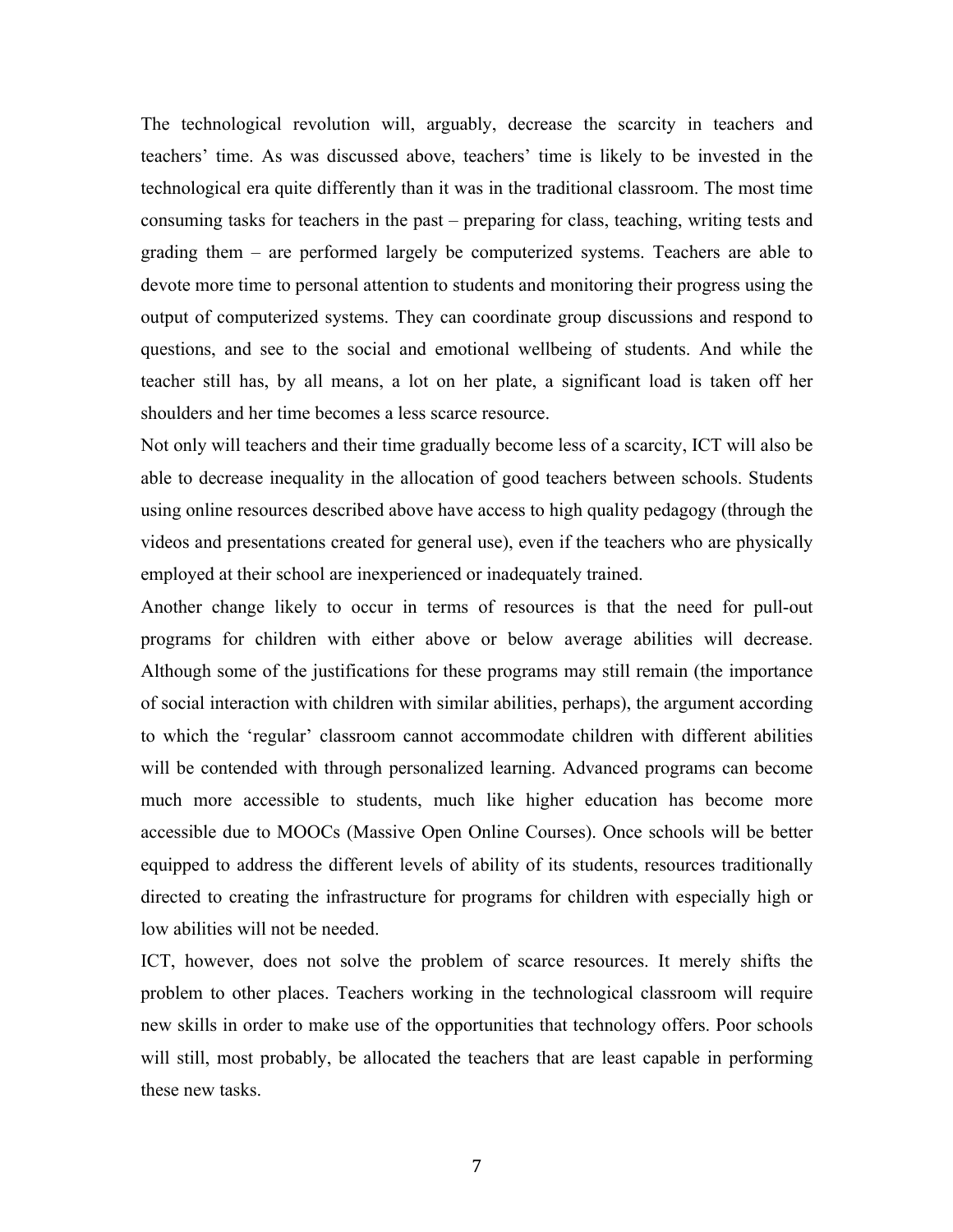The technological revolution will, arguably, decrease the scarcity in teachers and teachers' time. As was discussed above, teachers' time is likely to be invested in the technological era quite differently than it was in the traditional classroom. The most time consuming tasks for teachers in the past – preparing for class, teaching, writing tests and grading them – are performed largely be computerized systems. Teachers are able to devote more time to personal attention to students and monitoring their progress using the output of computerized systems. They can coordinate group discussions and respond to questions, and see to the social and emotional wellbeing of students. And while the teacher still has, by all means, a lot on her plate, a significant load is taken off her shoulders and her time becomes a less scarce resource.

Not only will teachers and their time gradually become less of a scarcity, ICT will also be able to decrease inequality in the allocation of good teachers between schools. Students using online resources described above have access to high quality pedagogy (through the videos and presentations created for general use), even if the teachers who are physically employed at their school are inexperienced or inadequately trained.

Another change likely to occur in terms of resources is that the need for pull-out programs for children with either above or below average abilities will decrease. Although some of the justifications for these programs may still remain (the importance of social interaction with children with similar abilities, perhaps), the argument according to which the 'regular' classroom cannot accommodate children with different abilities will be contended with through personalized learning. Advanced programs can become much more accessible to students, much like higher education has become more accessible due to MOOCs (Massive Open Online Courses). Once schools will be better equipped to address the different levels of ability of its students, resources traditionally directed to creating the infrastructure for programs for children with especially high or low abilities will not be needed.

ICT, however, does not solve the problem of scarce resources. It merely shifts the problem to other places. Teachers working in the technological classroom will require new skills in order to make use of the opportunities that technology offers. Poor schools will still, most probably, be allocated the teachers that are least capable in performing these new tasks.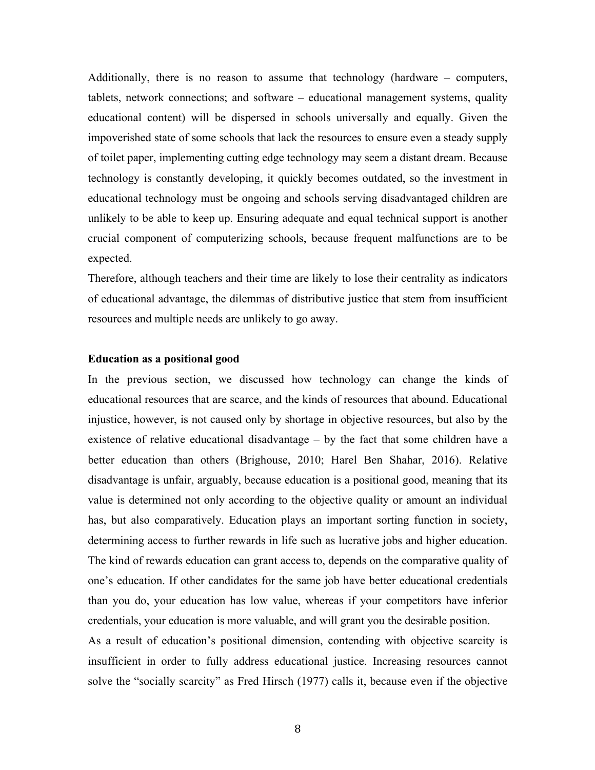Additionally, there is no reason to assume that technology (hardware – computers, tablets, network connections; and software – educational management systems, quality educational content) will be dispersed in schools universally and equally. Given the impoverished state of some schools that lack the resources to ensure even a steady supply of toilet paper, implementing cutting edge technology may seem a distant dream. Because technology is constantly developing, it quickly becomes outdated, so the investment in educational technology must be ongoing and schools serving disadvantaged children are unlikely to be able to keep up. Ensuring adequate and equal technical support is another crucial component of computerizing schools, because frequent malfunctions are to be expected.

Therefore, although teachers and their time are likely to lose their centrality as indicators of educational advantage, the dilemmas of distributive justice that stem from insufficient resources and multiple needs are unlikely to go away.

**Education as a positional good**

In the previous section, we discussed how technology can change the kinds of educational resources that are scarce, and the kinds of resources that abound. Educational injustice, however, is not caused only by shortage in objective resources, but also by the existence of relative educational disadvantage – by the fact that some children have a better education than others (Brighouse, 2010; Harel Ben Shahar, 2016). Relative disadvantage is unfair, arguably, because education is a positional good, meaning that its value is determined not only according to the objective quality or amount an individual has, but also comparatively. Education plays an important sorting function in society, determining access to further rewards in life such as lucrative jobs and higher education. The kind of rewards education can grant access to, depends on the comparative quality of one's education. If other candidates for the same job have better educational credentials than you do, your education has low value, whereas if your competitors have inferior credentials, your education is more valuable, and will grant you the desirable position.

As a result of education's positional dimension, contending with objective scarcity is insufficient in order to fully address educational justice. Increasing resources cannot solve the "socially scarcity" as Fred Hirsch (1977) calls it, because even if the objective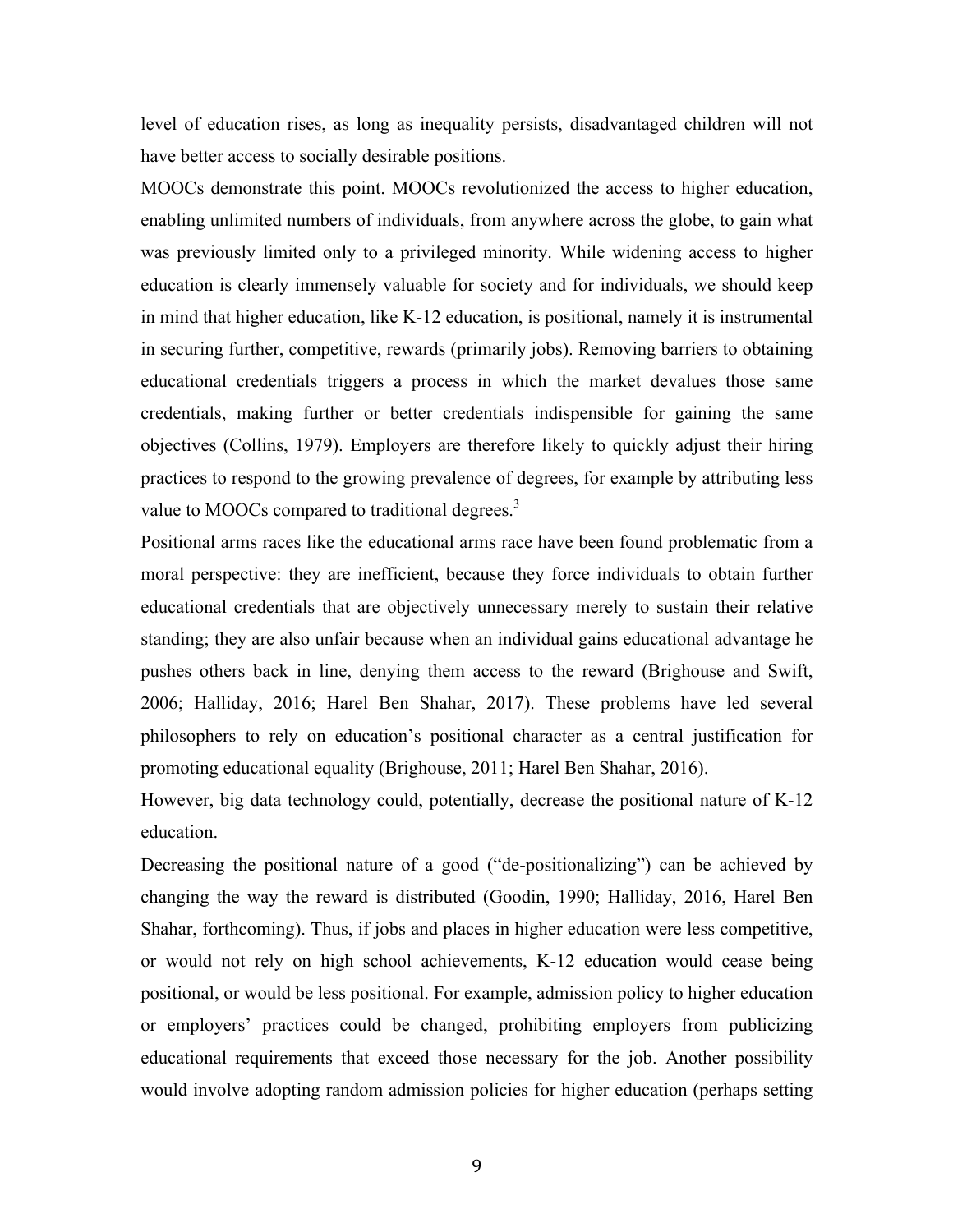level of education rises, as long as inequality persists, disadvantaged children will not have better access to socially desirable positions.

MOOCs demonstrate this point. MOOCs revolutionized the access to higher education, enabling unlimited numbers of individuals, from anywhere across the globe, to gain what was previously limited only to a privileged minority. While widening access to higher education is clearly immensely valuable for society and for individuals, we should keep in mind that higher education, like K-12 education, is positional, namely it is instrumental in securing further, competitive, rewards (primarily jobs). Removing barriers to obtaining educational credentials triggers a process in which the market devalues those same credentials, making further or better credentials indispensible for gaining the same objectives (Collins, 1979). Employers are therefore likely to quickly adjust their hiring practices to respond to the growing prevalence of degrees, for example by attributing less value to MOOCs compared to traditional degrees.[3]

Positional arms races like the educational arms race have been found problematic from a moral perspective: they are inefficient, because they force individuals to obtain further educational credentials that are objectively unnecessary merely to sustain their relative standing; they are also unfair because when an individual gains educational advantage he pushes others back in line, denying them access to the reward (Brighouse and Swift, 2006; Halliday, 2016; Harel Ben Shahar, 2017). These problems have led several philosophers to rely on education's positional character as a central justification for promoting educational equality (Brighouse, 2011; Harel Ben Shahar, 2016).

However, big data technology could, potentially, decrease the positional nature of K-12 education.

Decreasing the positional nature of a good ("de-positionalizing") can be achieved by changing the way the reward is distributed (Goodin, 1990; Halliday, 2016, Harel Ben Shahar, forthcoming). Thus, if jobs and places in higher education were less competitive, or would not rely on high school achievements, K-12 education would cease being positional, or would be less positional. For example, admission policy to higher education or employers' practices could be changed, prohibiting employers from publicizing educational requirements that exceed those necessary for the job. Another possibility would involve adopting random admission policies for higher education (perhaps setting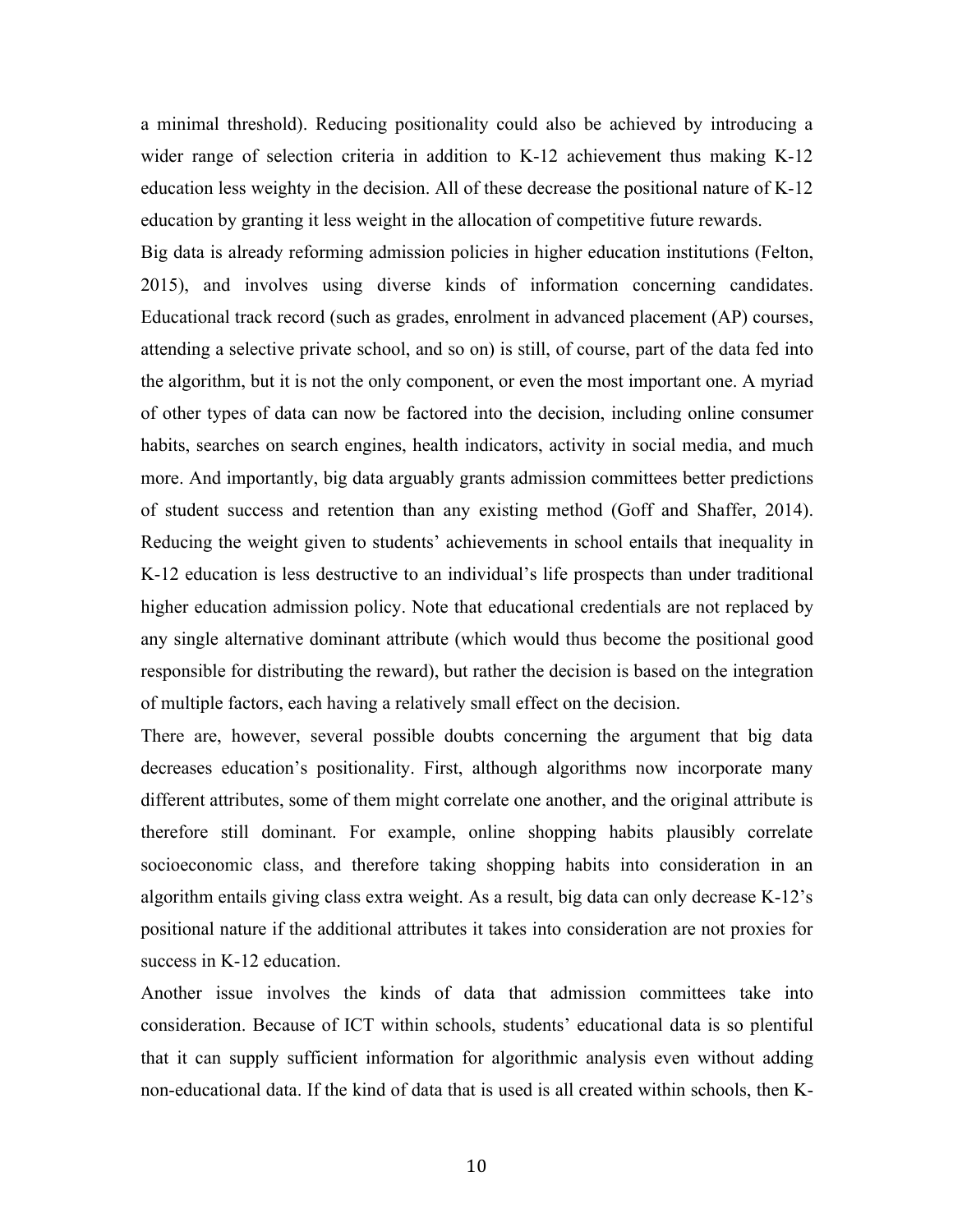a minimal threshold). Reducing positionality could also be achieved by introducing a wider range of selection criteria in addition to K-12 achievement thus making K-12 education less weighty in the decision. All of these decrease the positional nature of K-12 education by granting it less weight in the allocation of competitive future rewards.

Big data is already reforming admission policies in higher education institutions (Felton, 2015), and involves using diverse kinds of information concerning candidates. Educational track record (such as grades, enrolment in advanced placement (AP) courses, attending a selective private school, and so on) is still, of course, part of the data fed into the algorithm, but it is not the only component, or even the most important one. A myriad of other types of data can now be factored into the decision, including online consumer habits, searches on search engines, health indicators, activity in social media, and much more. And importantly, big data arguably grants admission committees better predictions of student success and retention than any existing method (Goff and Shaffer, 2014). Reducing the weight given to students' achievements in school entails that inequality in K-12 education is less destructive to an individual's life prospects than under traditional higher education admission policy. Note that educational credentials are not replaced by any single alternative dominant attribute (which would thus become the positional good responsible for distributing the reward), but rather the decision is based on the integration of multiple factors, each having a relatively small effect on the decision.

There are, however, several possible doubts concerning the argument that big data decreases education's positionality. First, although algorithms now incorporate many different attributes, some of them might correlate one another, and the original attribute is therefore still dominant. For example, online shopping habits plausibly correlate socioeconomic class, and therefore taking shopping habits into consideration in an algorithm entails giving class extra weight. As a result, big data can only decrease K-12's positional nature if the additional attributes it takes into consideration are not proxies for success in K-12 education.

Another issue involves the kinds of data that admission committees take into consideration. Because of ICT within schools, students' educational data is so plentiful that it can supply sufficient information for algorithmic analysis even without adding non-educational data. If the kind of data that is used is all created within schools, then K-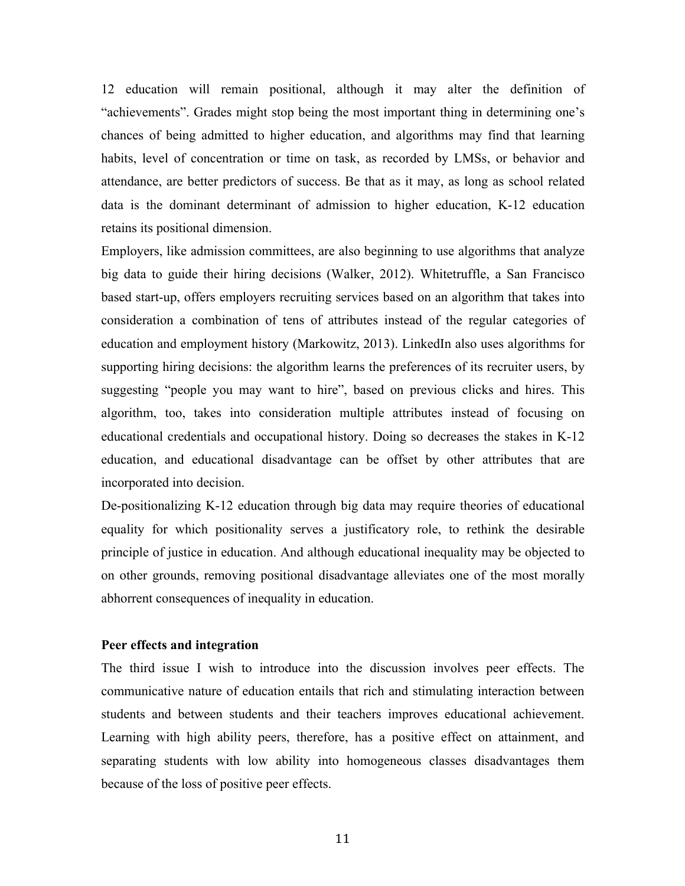12 education will remain positional, although it may alter the definition of "achievements". Grades might stop being the most important thing in determining one's chances of being admitted to higher education, and algorithms may find that learning habits, level of concentration or time on task, as recorded by LMSs, or behavior and attendance, are better predictors of success. Be that as it may, as long as school related data is the dominant determinant of admission to higher education, K-12 education retains its positional dimension.

Employers, like admission committees, are also beginning to use algorithms that analyze big data to guide their hiring decisions (Walker, 2012). Whitetruffle, a San Francisco based start-up, offers employers recruiting services based on an algorithm that takes into consideration a combination of tens of attributes instead of the regular categories of education and employment history (Markowitz, 2013). LinkedIn also uses algorithms for supporting hiring decisions: the algorithm learns the preferences of its recruiter users, by suggesting "people you may want to hire", based on previous clicks and hires. This algorithm, too, takes into consideration multiple attributes instead of focusing on educational credentials and occupational history. Doing so decreases the stakes in K-12 education, and educational disadvantage can be offset by other attributes that are incorporated into decision.

De-positionalizing K-12 education through big data may require theories of educational equality for which positionality serves a justificatory role, to rethink the desirable principle of justice in education. And although educational inequality may be objected to on other grounds, removing positional disadvantage alleviates one of the most morally abhorrent consequences of inequality in education.

**Peer effects and integration**

The third issue I wish to introduce into the discussion involves peer effects. The communicative nature of education entails that rich and stimulating interaction between students and between students and their teachers improves educational achievement. Learning with high ability peers, therefore, has a positive effect on attainment, and separating students with low ability into homogeneous classes disadvantages them because of the loss of positive peer effects.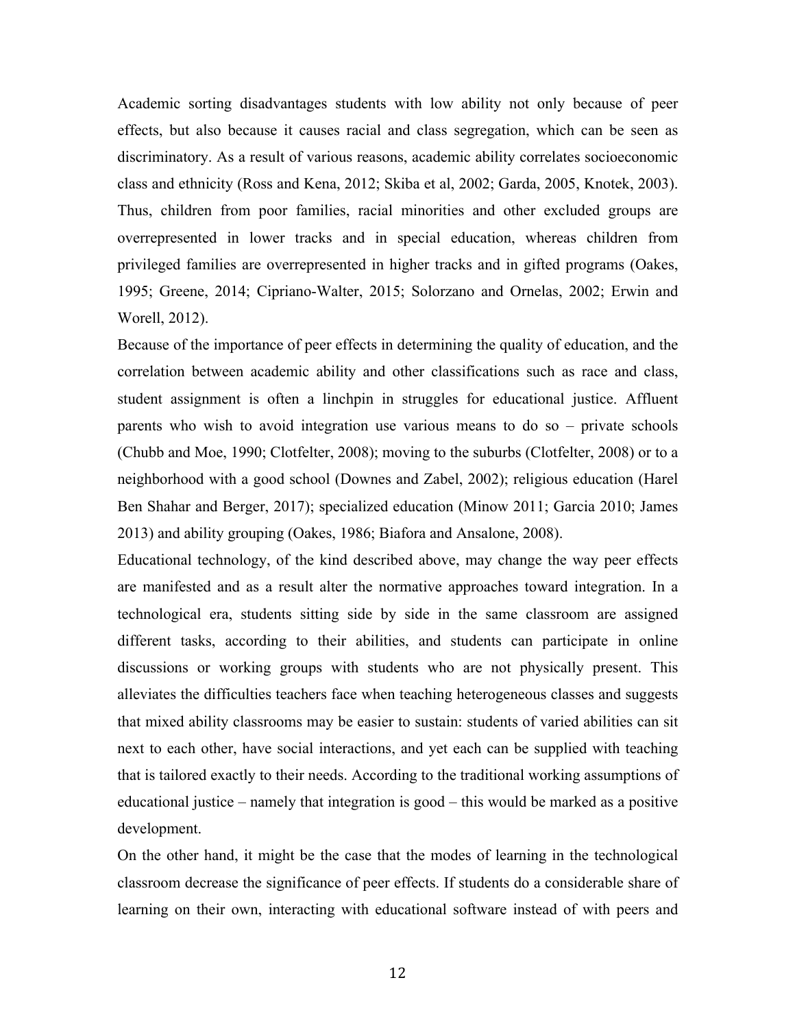Academic sorting disadvantages students with low ability not only because of peer effects, but also because it causes racial and class segregation, which can be seen as discriminatory. As a result of various reasons, academic ability correlates socioeconomic class and ethnicity (Ross and Kena, 2012; Skiba et al, 2002; Garda, 2005, Knotek, 2003). Thus, children from poor families, racial minorities and other excluded groups are overrepresented in lower tracks and in special education, whereas children from privileged families are overrepresented in higher tracks and in gifted programs (Oakes, 1995; Greene, 2014; Cipriano-Walter, 2015; Solorzano and Ornelas, 2002; Erwin and Worell, 2012).

Because of the importance of peer effects in determining the quality of education, and the correlation between academic ability and other classifications such as race and class, student assignment is often a linchpin in struggles for educational justice. Affluent parents who wish to avoid integration use various means to do so – private schools (Chubb and Moe, 1990; Clotfelter, 2008); moving to the suburbs (Clotfelter, 2008) or to a neighborhood with a good school (Downes and Zabel, 2002); religious education (Harel Ben Shahar and Berger, 2017); specialized education (Minow 2011; Garcia 2010; James 2013) and ability grouping (Oakes, 1986; Biafora and Ansalone, 2008).

Educational technology, of the kind described above, may change the way peer effects are manifested and as a result alter the normative approaches toward integration. In a technological era, students sitting side by side in the same classroom are assigned different tasks, according to their abilities, and students can participate in online discussions or working groups with students who are not physically present. This alleviates the difficulties teachers face when teaching heterogeneous classes and suggests that mixed ability classrooms may be easier to sustain: students of varied abilities can sit next to each other, have social interactions, and yet each can be supplied with teaching that is tailored exactly to their needs. According to the traditional working assumptions of educational justice – namely that integration is good – this would be marked as a positive development.

On the other hand, it might be the case that the modes of learning in the technological classroom decrease the significance of peer effects. If students do a considerable share of learning on their own, interacting with educational software instead of with peers and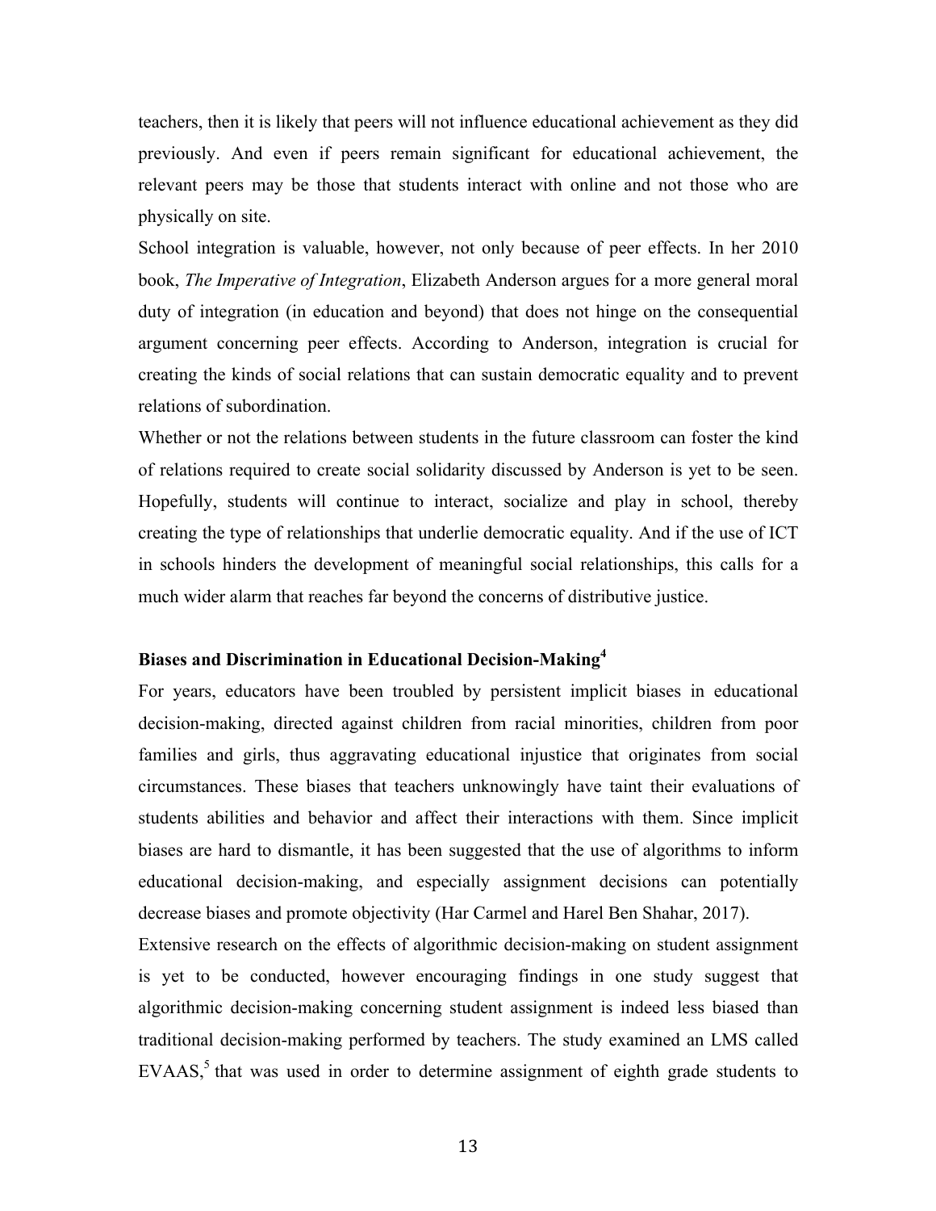teachers, then it is likely that peers will not influence educational achievement as they did previously. And even if peers remain significant for educational achievement, the relevant peers may be those that students interact with online and not those who are physically on site.

School integration is valuable, however, not only because of peer effects. In her 2010 book, *The Imperative of Integration*, Elizabeth Anderson argues for a more general moral duty of integration (in education and beyond) that does not hinge on the consequential argument concerning peer effects. According to Anderson, integration is crucial for creating the kinds of social relations that can sustain democratic equality and to prevent relations of subordination.

Whether or not the relations between students in the future classroom can foster the kind of relations required to create social solidarity discussed by Anderson is yet to be seen. Hopefully, students will continue to interact, socialize and play in school, thereby creating the type of relationships that underlie democratic equality. And if the use of ICT in schools hinders the development of meaningful social relationships, this calls for a much wider alarm that reaches far beyond the concerns of distributive justice.

## Biases and Discrimination in Educational Decision-Making[4]

For years, educators have been troubled by persistent implicit biases in educational decision-making, directed against children from racial minorities, children from poor families and girls, thus aggravating educational injustice that originates from social circumstances. These biases that teachers unknowingly have taint their evaluations of students abilities and behavior and affect their interactions with them. Since implicit biases are hard to dismantle, it has been suggested that the use of algorithms to inform educational decision-making, and especially assignment decisions can potentially decrease biases and promote objectivity (Har Carmel and Harel Ben Shahar, 2017).

Extensive research on the effects of algorithmic decision-making on student assignment is yet to be conducted, however encouraging findings in one study suggest that algorithmic decision-making concerning student assignment is indeed less biased than traditional decision-making performed by teachers. The study examined an LMS called EVAAS,[5] that was used in order to determine assignment of eighth grade students to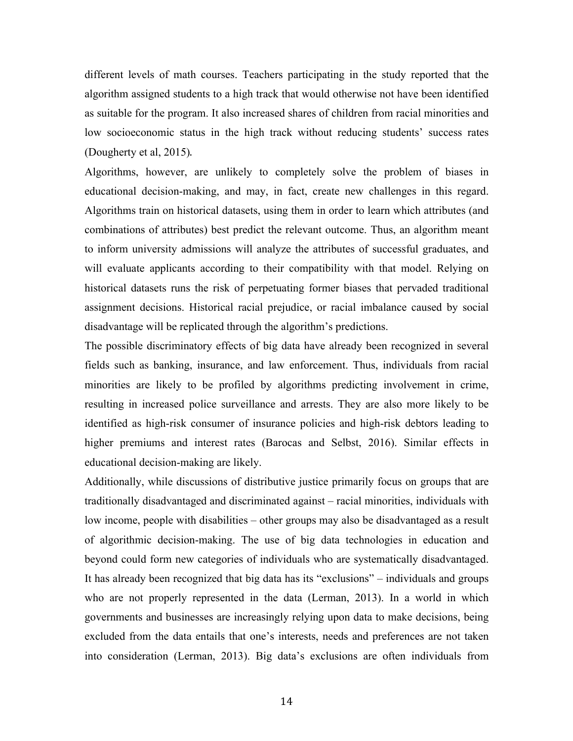different levels of math courses. Teachers participating in the study reported that the algorithm assigned students to a high track that would otherwise not have been identified as suitable for the program. It also increased shares of children from racial minorities and low socioeconomic status in the high track without reducing students' success rates (Dougherty et al, 2015).

Algorithms, however, are unlikely to completely solve the problem of biases in educational decision-making, and may, in fact, create new challenges in this regard. Algorithms train on historical datasets, using them in order to learn which attributes (and combinations of attributes) best predict the relevant outcome. Thus, an algorithm meant to inform university admissions will analyze the attributes of successful graduates, and will evaluate applicants according to their compatibility with that model. Relying on historical datasets runs the risk of perpetuating former biases that pervaded traditional assignment decisions. Historical racial prejudice, or racial imbalance caused by social disadvantage will be replicated through the algorithm's predictions.

The possible discriminatory effects of big data have already been recognized in several fields such as banking, insurance, and law enforcement. Thus, individuals from racial minorities are likely to be profiled by algorithms predicting involvement in crime, resulting in increased police surveillance and arrests. They are also more likely to be identified as high-risk consumer of insurance policies and high-risk debtors leading to higher premiums and interest rates (Barocas and Selbst, 2016). Similar effects in educational decision-making are likely.

Additionally, while discussions of distributive justice primarily focus on groups that are traditionally disadvantaged and discriminated against – racial minorities, individuals with low income, people with disabilities – other groups may also be disadvantaged as a result of algorithmic decision-making. The use of big data technologies in education and beyond could form new categories of individuals who are systematically disadvantaged. It has already been recognized that big data has its "exclusions" – individuals and groups who are not properly represented in the data (Lerman, 2013). In a world in which governments and businesses are increasingly relying upon data to make decisions, being excluded from the data entails that one's interests, needs and preferences are not taken into consideration (Lerman, 2013). Big data's exclusions are often individuals from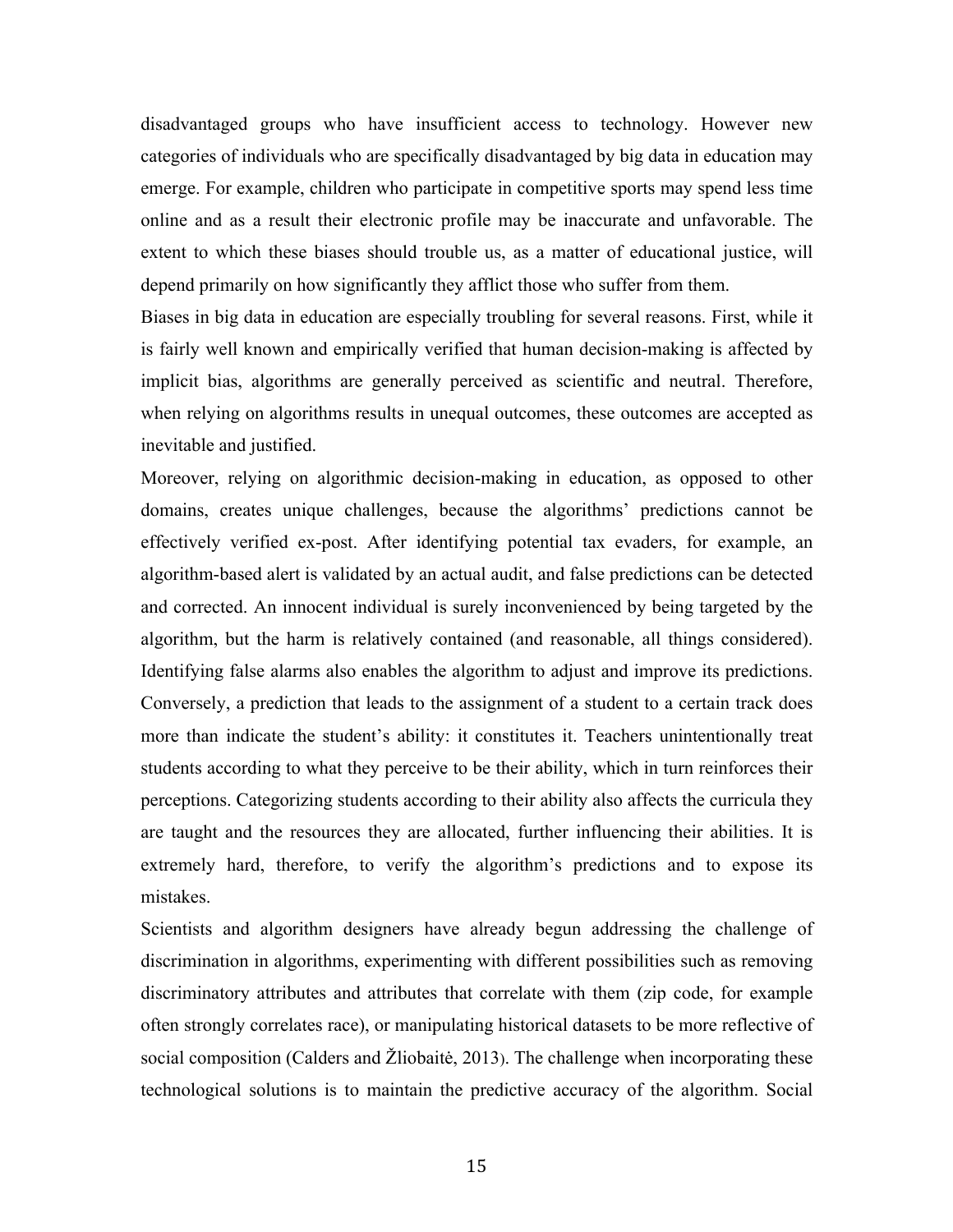disadvantaged groups who have insufficient access to technology. However new categories of individuals who are specifically disadvantaged by big data in education may emerge. For example, children who participate in competitive sports may spend less time online and as a result their electronic profile may be inaccurate and unfavorable. The extent to which these biases should trouble us, as a matter of educational justice, will depend primarily on how significantly they afflict those who suffer from them.

Biases in big data in education are especially troubling for several reasons. First, while it is fairly well known and empirically verified that human decision-making is affected by implicit bias, algorithms are generally perceived as scientific and neutral. Therefore, when relying on algorithms results in unequal outcomes, these outcomes are accepted as inevitable and justified.

Moreover, relying on algorithmic decision-making in education, as opposed to other domains, creates unique challenges, because the algorithms' predictions cannot be effectively verified ex-post. After identifying potential tax evaders, for example, an algorithm-based alert is validated by an actual audit, and false predictions can be detected and corrected. An innocent individual is surely inconvenienced by being targeted by the algorithm, but the harm is relatively contained (and reasonable, all things considered). Identifying false alarms also enables the algorithm to adjust and improve its predictions. Conversely, a prediction that leads to the assignment of a student to a certain track does more than indicate the student's ability: it constitutes it. Teachers unintentionally treat students according to what they perceive to be their ability, which in turn reinforces their perceptions. Categorizing students according to their ability also affects the curricula they are taught and the resources they are allocated, further influencing their abilities. It is extremely hard, therefore, to verify the algorithm's predictions and to expose its mistakes.

Scientists and algorithm designers have already begun addressing the challenge of discrimination in algorithms, experimenting with different possibilities such as removing discriminatory attributes and attributes that correlate with them (zip code, for example often strongly correlates race), or manipulating historical datasets to be more reflective of social composition (Calders and Žliobaitė, 2013). The challenge when incorporating these technological solutions is to maintain the predictive accuracy of the algorithm. Social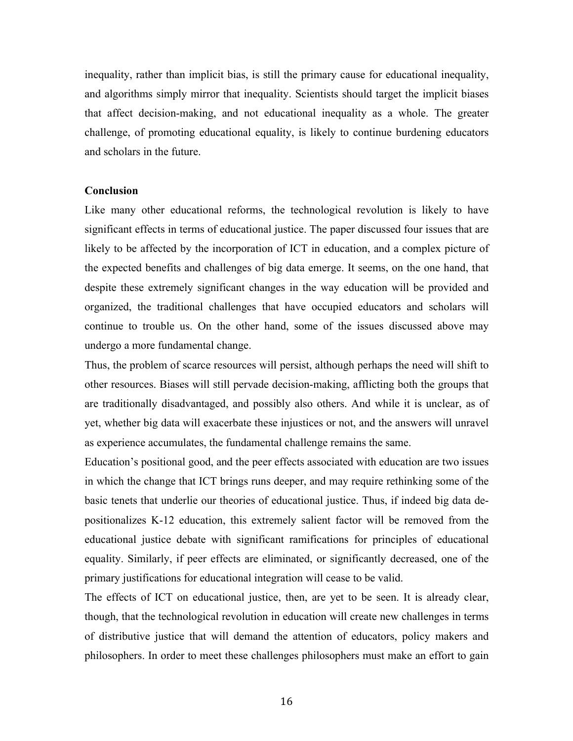inequality, rather than implicit bias, is still the primary cause for educational inequality, and algorithms simply mirror that inequality. Scientists should target the implicit biases that affect decision-making, and not educational inequality as a whole. The greater challenge, of promoting educational equality, is likely to continue burdening educators and scholars in the future.

**Conclusion**

Like many other educational reforms, the technological revolution is likely to have significant effects in terms of educational justice. The paper discussed four issues that are likely to be affected by the incorporation of ICT in education, and a complex picture of the expected benefits and challenges of big data emerge. It seems, on the one hand, that despite these extremely significant changes in the way education will be provided and organized, the traditional challenges that have occupied educators and scholars will continue to trouble us. On the other hand, some of the issues discussed above may undergo a more fundamental change.

Thus, the problem of scarce resources will persist, although perhaps the need will shift to other resources. Biases will still pervade decision-making, afflicting both the groups that are traditionally disadvantaged, and possibly also others. And while it is unclear, as of yet, whether big data will exacerbate these injustices or not, and the answers will unravel as experience accumulates, the fundamental challenge remains the same.

Education's positional good, and the peer effects associated with education are two issues in which the change that ICT brings runs deeper, and may require rethinking some of the basic tenets that underlie our theories of educational justice. Thus, if indeed big data de-positionalizes K-12 education, this extremely salient factor will be removed from the educational justice debate with significant ramifications for principles of educational equality. Similarly, if peer effects are eliminated, or significantly decreased, one of the primary justifications for educational integration will cease to be valid.

The effects of ICT on educational justice, then, are yet to be seen. It is already clear, though, that the technological revolution in education will create new challenges in terms of distributive justice that will demand the attention of educators, policy makers and philosophers. In order to meet these challenges philosophers must make an effort to gain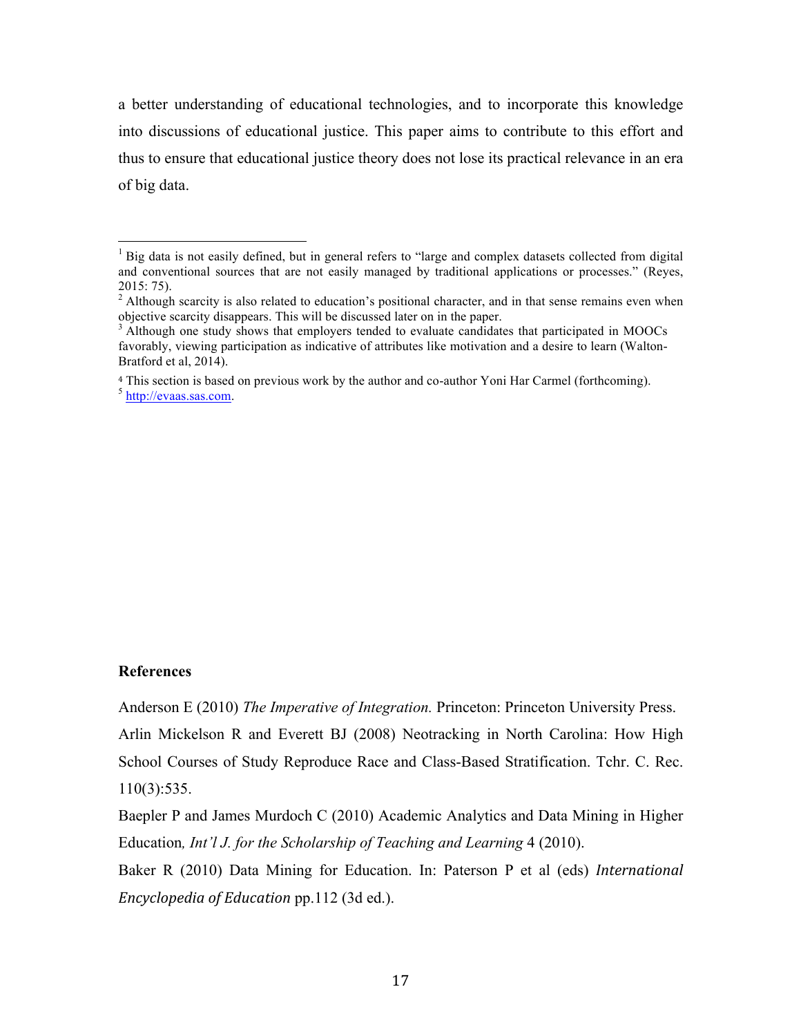a better understanding of educational technologies, and to incorporate this knowledge into discussions of educational justice. This paper aims to contribute to this effort and thus to ensure that educational justice theory does not lose its practical relevance in an era of big data.

---

[1] Big data is not easily defined, but in general refers to "large and complex datasets collected from digital and conventional sources that are not easily managed by traditional applications or processes." (Reyes, 2015: 75).

[2] Although scarcity is also related to education's positional character, and in that sense remains even when objective scarcity disappears. This will be discussed later on in the paper.

[3] Although one study shows that employers tended to evaluate candidates that participated in MOOCs favorably, viewing participation as indicative of attributes like motivation and a desire to learn (Walton-Bratford et al, 2014).

[4] This section is based on previous work by the author and co-author Yoni Har Carmel (forthcoming).

[5] http://evaas.sas.com.

**References**

Anderson E (2010) *The Imperative of Integration.* Princeton: Princeton University Press.

Arlin Mickelson R and Everett BJ (2008) Neotracking in North Carolina: How High School Courses of Study Reproduce Race and Class-Based Stratification. Tchr. C. Rec. 110(3):535.

Baepler P and James Murdoch C (2010) Academic Analytics and Data Mining in Higher Education*, Int'l J. for the Scholarship of Teaching and Learning* 4 (2010).

Baker R (2010) Data Mining for Education. In: Paterson P et al (eds) *International Encyclopedia of Education* pp.112 (3d ed.).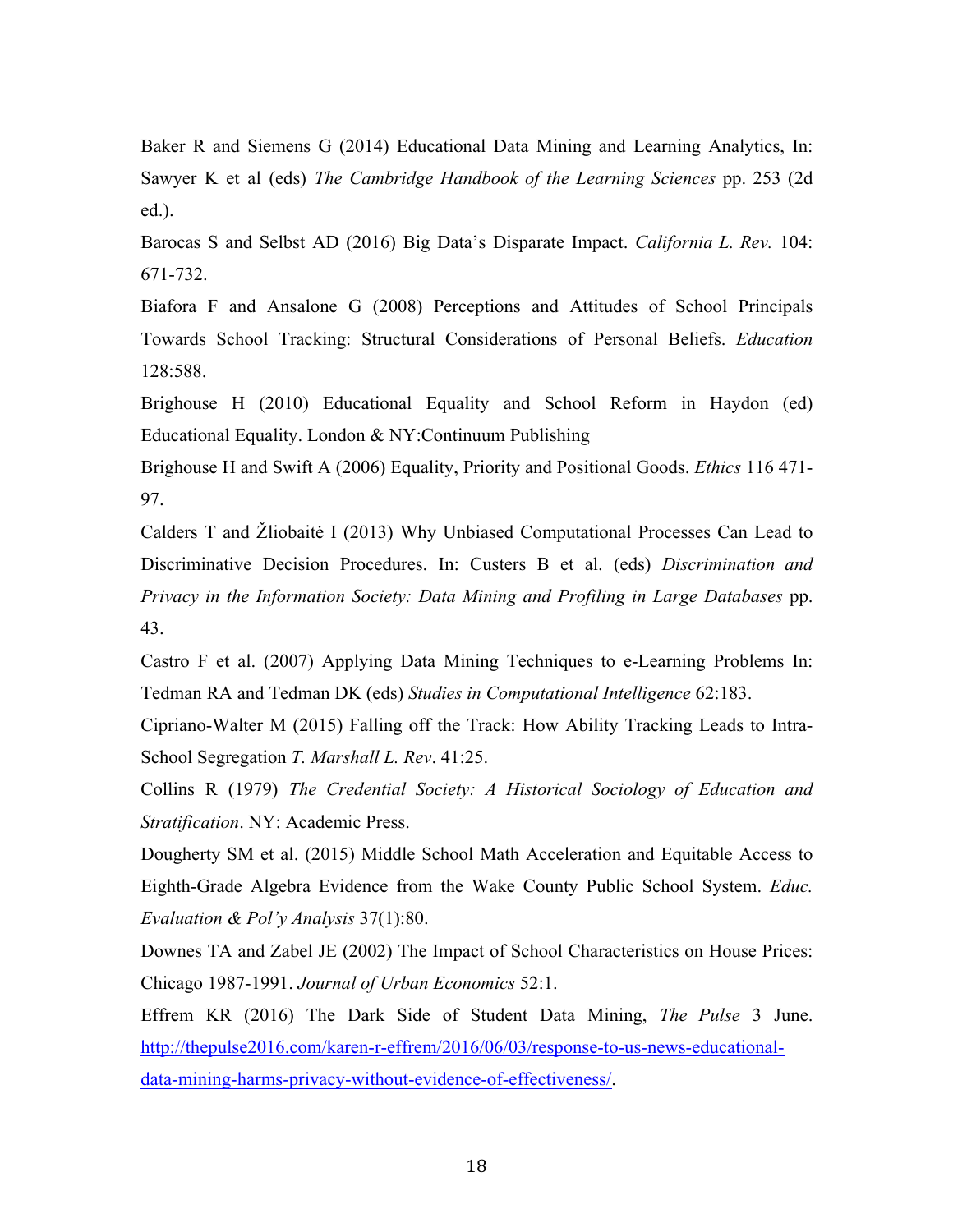Baker R and Siemens G (2014) Educational Data Mining and Learning Analytics, In: Sawyer K et al (eds) *The Cambridge Handbook of the Learning Sciences* pp. 253 (2d ed.).

Barocas S and Selbst AD (2016) Big Data's Disparate Impact. *California L. Rev.* 104: 671-732.

Biafora F and Ansalone G (2008) Perceptions and Attitudes of School Principals Towards School Tracking: Structural Considerations of Personal Beliefs. *Education* 128:588.

Brighouse H (2010) Educational Equality and School Reform in Haydon (ed) Educational Equality. London & NY:Continuum Publishing

Brighouse H and Swift A (2006) Equality, Priority and Positional Goods. *Ethics* 116 471-97.

Calders T and Žliobaitė I (2013) Why Unbiased Computational Processes Can Lead to Discriminative Decision Procedures. In: Custers B et al. (eds) *Discrimination and Privacy in the Information Society: Data Mining and Profiling in Large Databases* pp. 43.

Castro F et al. (2007) Applying Data Mining Techniques to e-Learning Problems In: Tedman RA and Tedman DK (eds) *Studies in Computational Intelligence* 62:183.

Cipriano-Walter M (2015) Falling off the Track: How Ability Tracking Leads to Intra-School Segregation *T. Marshall L. Rev*. 41:25.

Collins R (1979) *The Credential Society: A Historical Sociology of Education and Stratification*. NY: Academic Press.

Dougherty SM et al. (2015) Middle School Math Acceleration and Equitable Access to Eighth-Grade Algebra Evidence from the Wake County Public School System. *Educ. Evaluation & Pol'y Analysis* 37(1):80.

Downes TA and Zabel JE (2002) The Impact of School Characteristics on House Prices: Chicago 1987-1991. *Journal of Urban Economics* 52:1.

Effrem KR (2016) The Dark Side of Student Data Mining, *The Pulse* 3 June. [http://thepulse2016.com/karen-r-effrem/2016/06/03/response-to-us-news-educational-data-mining-harms-privacy-without-evidence-of-effectiveness/](http://thepulse2016.com/karen-r-effrem/2016/06/03/response-to-us-news-educational-data-mining-harms-privacy-without-evidence-of-effectiveness/).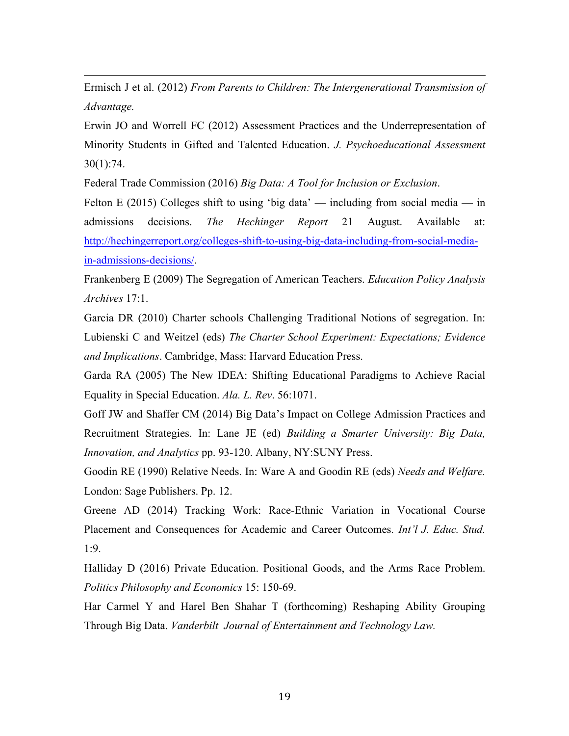Ermisch J et al. (2012) *From Parents to Children: The Intergenerational Transmission of Advantage.*

Erwin JO and Worrell FC (2012) Assessment Practices and the Underrepresentation of Minority Students in Gifted and Talented Education. *J. Psychoeducational Assessment* 30(1):74.

Federal Trade Commission (2016) *Big Data: A Tool for Inclusion or Exclusion*.

Felton E (2015) Colleges shift to using 'big data' — including from social media — in admissions decisions. *The Hechinger Report* 21 August. Available at: [http://hechingerreport.org/colleges-shift-to-using-big-data-including-from-social-media-in-admissions-decisions/](http://hechingerreport.org/colleges-shift-to-using-big-data-including-from-social-media-in-admissions-decisions/).

Frankenberg E (2009) The Segregation of American Teachers. *Education Policy Analysis Archives* 17:1.

Garcia DR (2010) Charter schools Challenging Traditional Notions of segregation. In: Lubienski C and Weitzel (eds) *The Charter School Experiment: Expectations; Evidence and Implications*. Cambridge, Mass: Harvard Education Press.

Garda RA (2005) The New IDEA: Shifting Educational Paradigms to Achieve Racial Equality in Special Education. *Ala. L. Rev*. 56:1071.

Goff JW and Shaffer CM (2014) Big Data's Impact on College Admission Practices and Recruitment Strategies. In: Lane JE (ed) *Building a Smarter University: Big Data, Innovation, and Analytics* pp. 93-120. Albany, NY:SUNY Press.

Goodin RE (1990) Relative Needs. In: Ware A and Goodin RE (eds) *Needs and Welfare.* London: Sage Publishers. Pp. 12.

Greene AD (2014) Tracking Work: Race-Ethnic Variation in Vocational Course Placement and Consequences for Academic and Career Outcomes. *Int'l J. Educ. Stud.* 1:9.

Halliday D (2016) Private Education. Positional Goods, and the Arms Race Problem. *Politics Philosophy and Economics* 15: 150-69.

Har Carmel Y and Harel Ben Shahar T (forthcoming) Reshaping Ability Grouping Through Big Data. *Vanderbilt Journal of Entertainment and Technology Law.*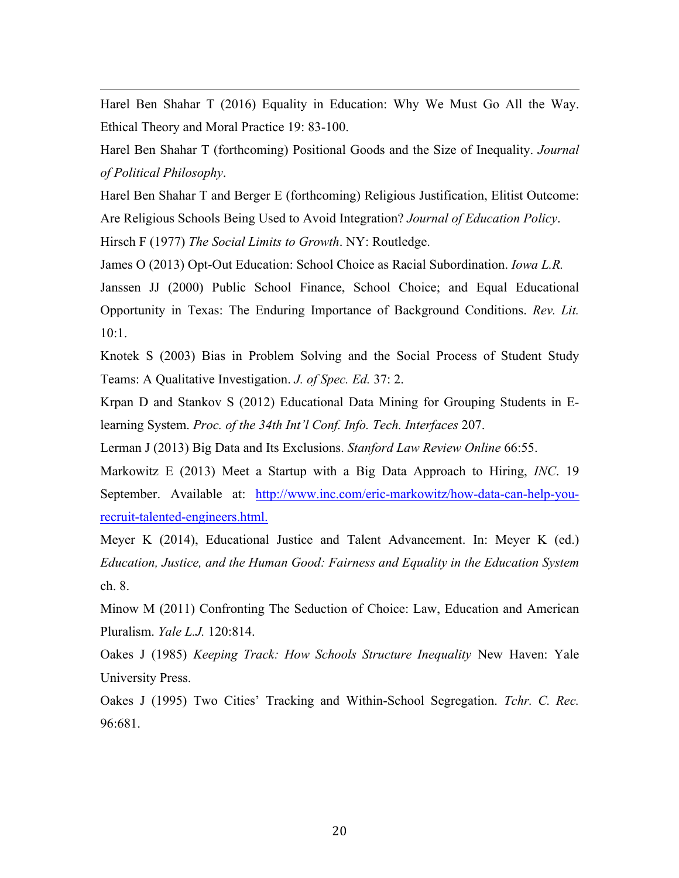Harel Ben Shahar T (2016) Equality in Education: Why We Must Go All the Way. Ethical Theory and Moral Practice 19: 83-100.

Harel Ben Shahar T (forthcoming) Positional Goods and the Size of Inequality. *Journal of Political Philosophy*.

Harel Ben Shahar T and Berger E (forthcoming) Religious Justification, Elitist Outcome: Are Religious Schools Being Used to Avoid Integration? *Journal of Education Policy*.

Hirsch F (1977) *The Social Limits to Growth*. NY: Routledge.

James O (2013) Opt-Out Education: School Choice as Racial Subordination. *Iowa L.R.*

Janssen JJ (2000) Public School Finance, School Choice; and Equal Educational Opportunity in Texas: The Enduring Importance of Background Conditions. *Rev. Lit.* 10:1.

Knotek S (2003) Bias in Problem Solving and the Social Process of Student Study Teams: A Qualitative Investigation. *J. of Spec. Ed.* 37: 2.

Krpan D and Stankov S (2012) Educational Data Mining for Grouping Students in E-learning System. *Proc. of the 34th Int'l Conf. Info. Tech. Interfaces* 207.

Lerman J (2013) Big Data and Its Exclusions. *Stanford Law Review Online* 66:55.

Markowitz E (2013) Meet a Startup with a Big Data Approach to Hiring, *INC*. 19 September. Available at: [http://www.inc.com/eric-markowitz/how-data-can-help-you-recruit-talented-engineers.html.](http://www.inc.com/eric-markowitz/how-data-can-help-you-recruit-talented-engineers.html)

Meyer K (2014), Educational Justice and Talent Advancement. In: Meyer K (ed.) *Education, Justice, and the Human Good: Fairness and Equality in the Education System* ch. 8.

Minow M (2011) Confronting The Seduction of Choice: Law, Education and American Pluralism. *Yale L.J.* 120:814.

Oakes J (1985) *Keeping Track: How Schools Structure Inequality* New Haven: Yale University Press.

Oakes J (1995) Two Cities' Tracking and Within-School Segregation. *Tchr. C. Rec.* 96:681.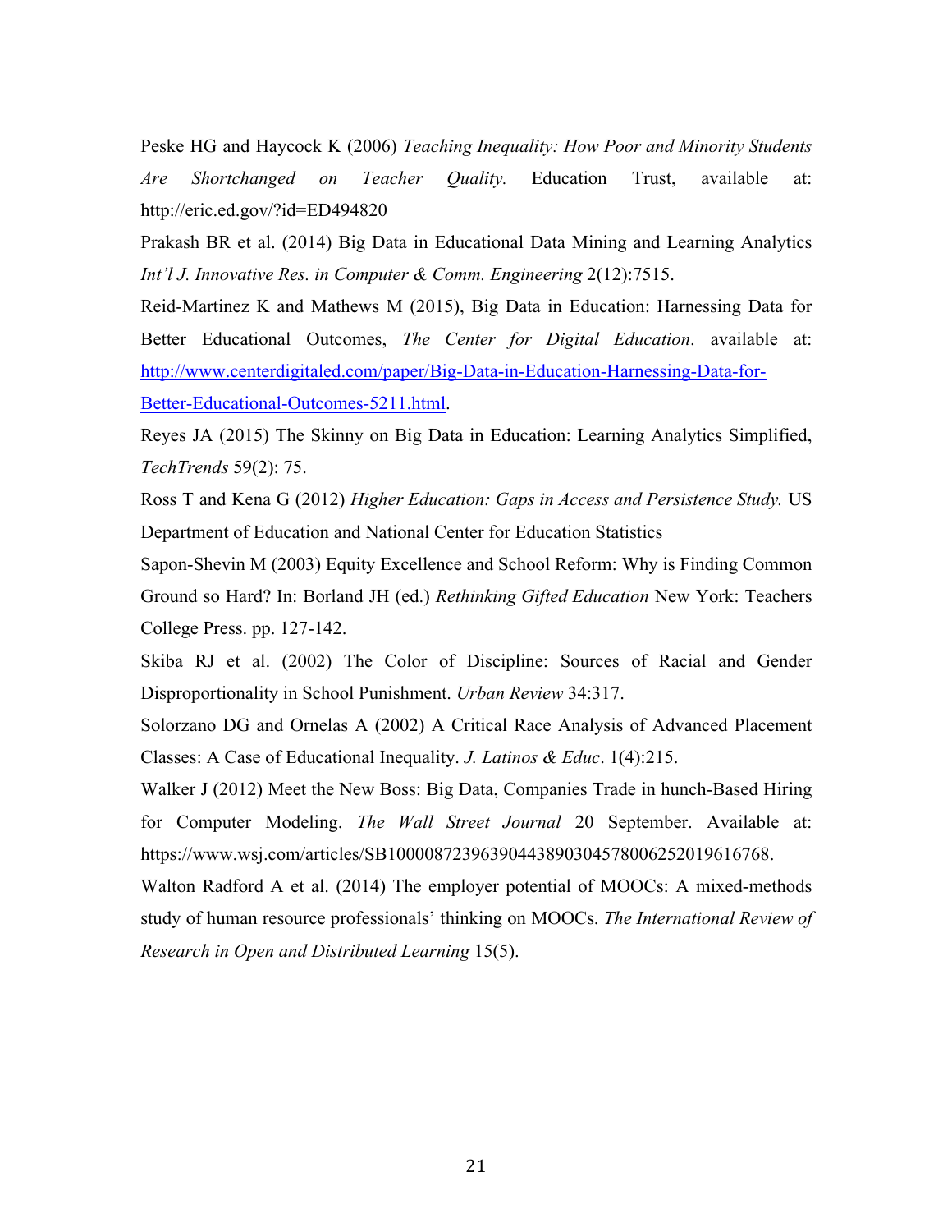Peske HG and Haycock K (2006) *Teaching Inequality: How Poor and Minority Students Are Shortchanged on Teacher Quality.* Education Trust, available at: http://eric.ed.gov/?id=ED494820

Prakash BR et al. (2014) Big Data in Educational Data Mining and Learning Analytics *Int'l J. Innovative Res. in Computer & Comm. Engineering* 2(12):7515.

Reid-Martinez K and Mathews M (2015), Big Data in Education: Harnessing Data for Better Educational Outcomes, *The Center for Digital Education*. available at: http://www.centerdigitaled.com/paper/Big-Data-in-Education-Harnessing-Data-for-Better-Educational-Outcomes-5211.html.

Reyes JA (2015) The Skinny on Big Data in Education: Learning Analytics Simplified, *TechTrends* 59(2): 75.

Ross T and Kena G (2012) *Higher Education: Gaps in Access and Persistence Study.* US Department of Education and National Center for Education Statistics

Sapon-Shevin M (2003) Equity Excellence and School Reform: Why is Finding Common Ground so Hard? In: Borland JH (ed.) *Rethinking Gifted Education* New York: Teachers College Press. pp. 127-142.

Skiba RJ et al. (2002) The Color of Discipline: Sources of Racial and Gender Disproportionality in School Punishment. *Urban Review* 34:317.

Solorzano DG and Ornelas A (2002) A Critical Race Analysis of Advanced Placement Classes: A Case of Educational Inequality. *J. Latinos & Educ*. 1(4):215.

Walker J (2012) Meet the New Boss: Big Data, Companies Trade in hunch-Based Hiring for Computer Modeling. *The Wall Street Journal* 20 September. Available at: https://www.wsj.com/articles/SB10000872396390443890304578006252019616768.

Walton Radford A et al. (2014) The employer potential of MOOCs: A mixed-methods study of human resource professionals' thinking on MOOCs. *The International Review of Research in Open and Distributed Learning* 15(5).